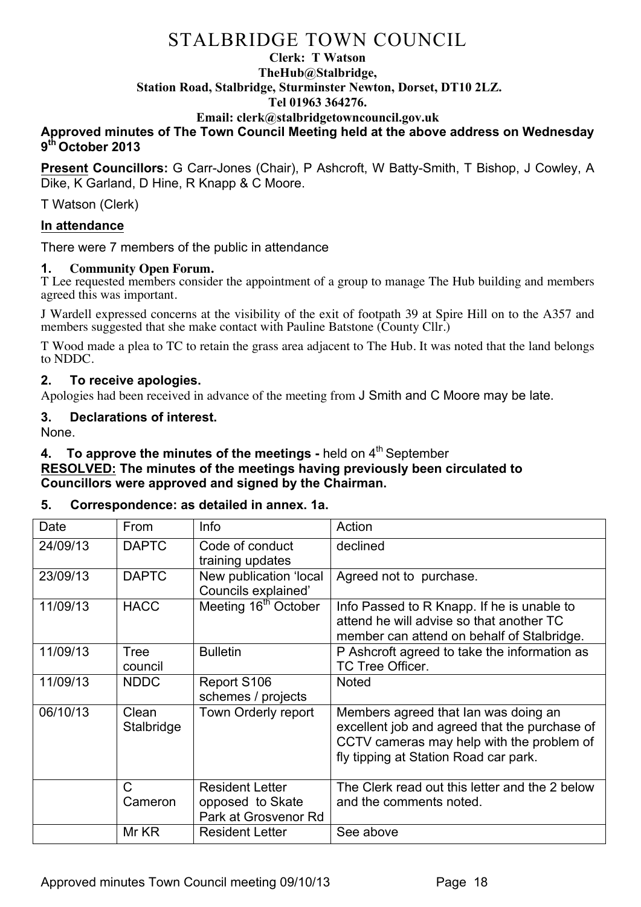# STALBRIDGE TOWN COUNCIL

**Clerk: T Watson**
**TheHub@Stalbridge,**
**Station Road, Stalbridge, Sturminster Newton, Dorset, DT10 2LZ.**
**Tel 01963 364276.**
**Email: clerk@stalbridgetowncouncil.gov.uk**

**Approved minutes of The Town Council Meeting held at the above address on Wednesday 9th October 2013**

**Present Councillors:** G Carr-Jones (Chair), P Ashcroft, W Batty-Smith, T Bishop, J Cowley, A Dike, K Garland, D Hine, R Knapp & C Moore.

T Watson (Clerk)

## In attendance

There were 7 members of the public in attendance

### 1. Community Open Forum.

T Lee requested members consider the appointment of a group to manage The Hub building and members agreed this was important.

J Wardell expressed concerns at the visibility of the exit of footpath 39 at Spire Hill on to the A357 and members suggested that she make contact with Pauline Batstone (County Cllr.)

T Wood made a plea to TC to retain the grass area adjacent to The Hub. It was noted that the land belongs to NDDC.

### 2. To receive apologies.

Apologies had been received in advance of the meeting from J Smith and C Moore may be late.

### 3. Declarations of interest.

None.

### 4. To approve the minutes of the meetings - held on 4th September

**RESOLVED: The minutes of the meetings having previously been circulated to Councillors were approved and signed by the Chairman.**

### 5. Correspondence: as detailed in annex. 1a.

| Date | From | Info | Action |
|---|---|---|---|
| 24/09/13 | DAPTC | Code of conduct training updates | declined |
| 23/09/13 | DAPTC | New publication 'local Councils explained' | Agreed not to purchase. |
| 11/09/13 | HACC | Meeting 16th October | Info Passed to R Knapp. If he is unable to attend he will advise so that another TC member can attend on behalf of Stalbridge. |
| 11/09/13 | Tree council | Bulletin | P Ashcroft agreed to take the information as TC Tree Officer. |
| 11/09/13 | NDDC | Report S106 schemes / projects | Noted |
| 06/10/13 | Clean Stalbridge | Town Orderly report | Members agreed that Ian was doing an excellent job and agreed that the purchase of CCTV cameras may help with the problem of fly tipping at Station Road car park. |
| | C Cameron | Resident Letter opposed to Skate Park at Grosvenor Rd | The Clerk read out this letter and the 2 below and the comments noted. |
| | Mr KR | Resident Letter | See above |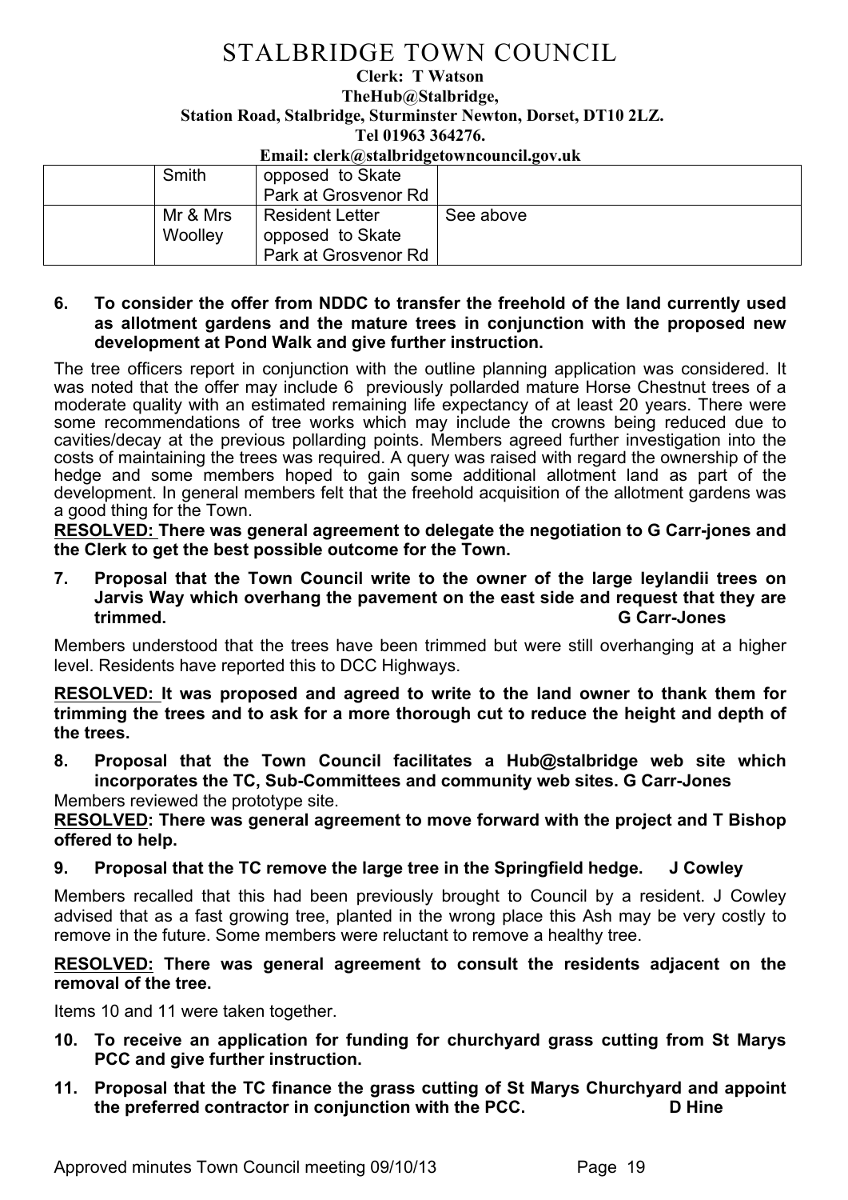| | | | |
|---|---|---|---|
| | Smith | opposed to Skate Park at Grosvenor Rd | |
| | Mr & Mrs Woolley | Resident Letter opposed to Skate Park at Grosvenor Rd | See above |

**6. To consider the offer from NDDC to transfer the freehold of the land currently used as allotment gardens and the mature trees in conjunction with the proposed new development at Pond Walk and give further instruction.**

The tree officers report in conjunction with the outline planning application was considered. It was noted that the offer may include 6 previously pollarded mature Horse Chestnut trees of a moderate quality with an estimated remaining life expectancy of at least 20 years. There were some recommendations of tree works which may include the crowns being reduced due to cavities/decay at the previous pollarding points. Members agreed further investigation into the costs of maintaining the trees was required. A query was raised with regard the ownership of the hedge and some members hoped to gain some additional allotment land as part of the development. In general members felt that the freehold acquisition of the allotment gardens was a good thing for the Town.

**RESOLVED: There was general agreement to delegate the negotiation to G Carr-jones and the Clerk to get the best possible outcome for the Town.**

**7. Proposal that the Town Council write to the owner of the large leylandii trees on Jarvis Way which overhang the pavement on the east side and request that they are trimmed. G Carr-Jones**

Members understood that the trees have been trimmed but were still overhanging at a higher level. Residents have reported this to DCC Highways.

**RESOLVED: It was proposed and agreed to write to the land owner to thank them for trimming the trees and to ask for a more thorough cut to reduce the height and depth of the trees.**

**8. Proposal that the Town Council facilitates a Hub@stalbridge web site which incorporates the TC, Sub-Committees and community web sites. G Carr-Jones**

Members reviewed the prototype site.

**RESOLVED: There was general agreement to move forward with the project and T Bishop offered to help.**

**9. Proposal that the TC remove the large tree in the Springfield hedge. J Cowley**

Members recalled that this had been previously brought to Council by a resident. J Cowley advised that as a fast growing tree, planted in the wrong place this Ash may be very costly to remove in the future. Some members were reluctant to remove a healthy tree.

**RESOLVED: There was general agreement to consult the residents adjacent on the removal of the tree.**

Items 10 and 11 were taken together.

**10. To receive an application for funding for churchyard grass cutting from St Marys PCC and give further instruction.**

**11. Proposal that the TC finance the grass cutting of St Marys Churchyard and appoint the preferred contractor in conjunction with the PCC. D Hine**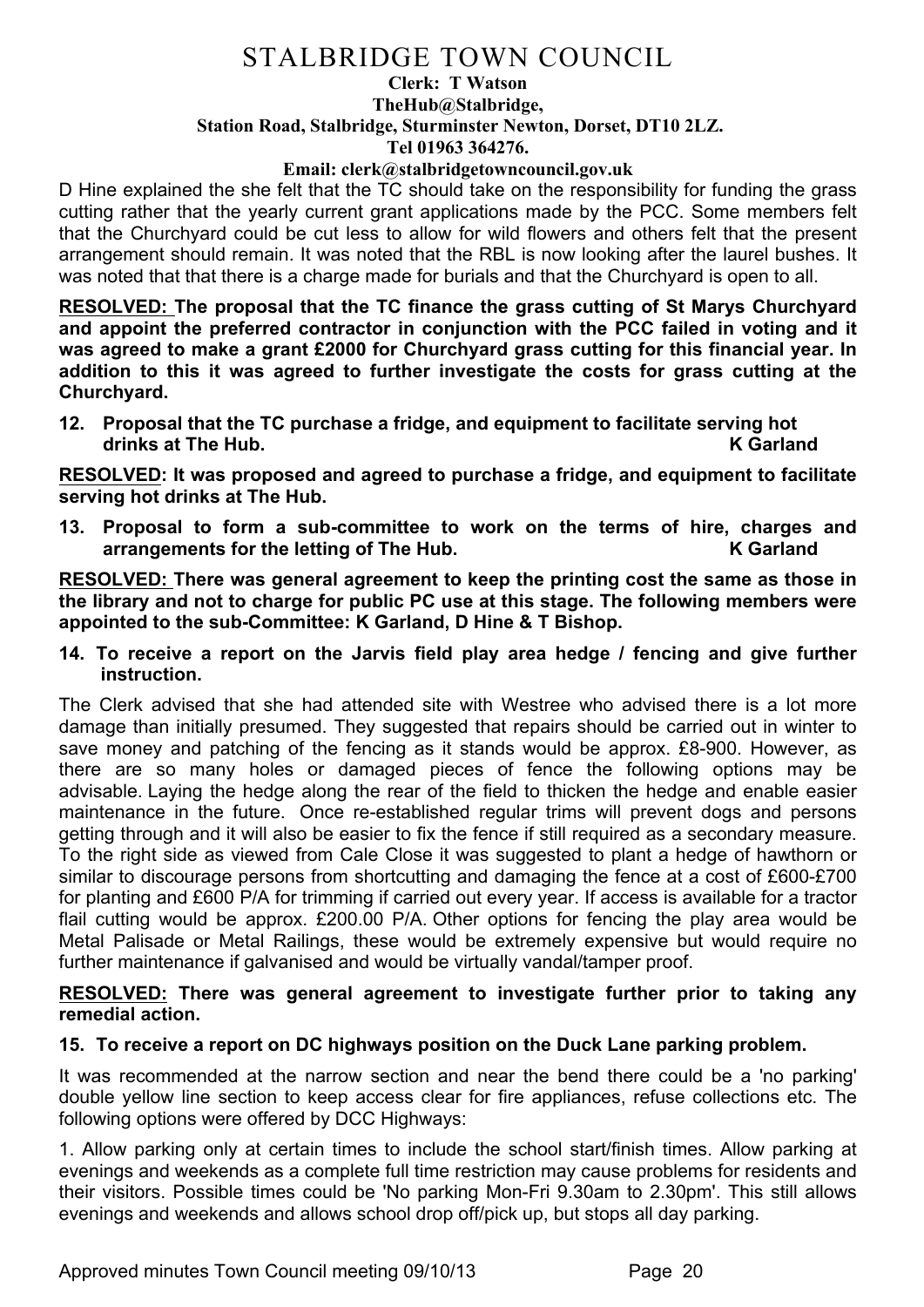# STALBRIDGE TOWN COUNCIL

**Clerk: T Watson**
**TheHub@Stalbridge,**
**Station Road, Stalbridge, Sturminster Newton, Dorset, DT10 2LZ.**
**Tel 01963 364276.**
**Email: clerk@stalbridgetowncouncil.gov.uk**

D Hine explained the she felt that the TC should take on the responsibility for funding the grass cutting rather that the yearly current grant applications made by the PCC. Some members felt that the Churchyard could be cut less to allow for wild flowers and others felt that the present arrangement should remain. It was noted that the RBL is now looking after the laurel bushes. It was noted that that there is a charge made for burials and that the Churchyard is open to all.

**RESOLVED: The proposal that the TC finance the grass cutting of St Marys Churchyard and appoint the preferred contractor in conjunction with the PCC failed in voting and it was agreed to make a grant £2000 for Churchyard grass cutting for this financial year. In addition to this it was agreed to further investigate the costs for grass cutting at the Churchyard.**

**12. Proposal that the TC purchase a fridge, and equipment to facilitate serving hot drinks at The Hub. K Garland**

**RESOLVED: It was proposed and agreed to purchase a fridge, and equipment to facilitate serving hot drinks at The Hub.**

**13. Proposal to form a sub-committee to work on the terms of hire, charges and arrangements for the letting of The Hub. K Garland**

**RESOLVED: There was general agreement to keep the printing cost the same as those in the library and not to charge for public PC use at this stage. The following members were appointed to the sub-Committee: K Garland, D Hine & T Bishop.**

**14. To receive a report on the Jarvis field play area hedge / fencing and give further instruction.**

The Clerk advised that she had attended site with Westree who advised there is a lot more damage than initially presumed. They suggested that repairs should be carried out in winter to save money and patching of the fencing as it stands would be approx. £8-900. However, as there are so many holes or damaged pieces of fence the following options may be advisable. Laying the hedge along the rear of the field to thicken the hedge and enable easier maintenance in the future. Once re-established regular trims will prevent dogs and persons getting through and it will also be easier to fix the fence if still required as a secondary measure. To the right side as viewed from Cale Close it was suggested to plant a hedge of hawthorn or similar to discourage persons from shortcutting and damaging the fence at a cost of £600-£700 for planting and £600 P/A for trimming if carried out every year. If access is available for a tractor flail cutting would be approx. £200.00 P/A. Other options for fencing the play area would be Metal Palisade or Metal Railings, these would be extremely expensive but would require no further maintenance if galvanised and would be virtually vandal/tamper proof.

**RESOLVED: There was general agreement to investigate further prior to taking any remedial action.**

**15. To receive a report on DC highways position on the Duck Lane parking problem.**

It was recommended at the narrow section and near the bend there could be a 'no parking' double yellow line section to keep access clear for fire appliances, refuse collections etc. The following options were offered by DCC Highways:

1. Allow parking only at certain times to include the school start/finish times. Allow parking at evenings and weekends as a complete full time restriction may cause problems for residents and their visitors. Possible times could be 'No parking Mon-Fri 9.30am to 2.30pm'. This still allows evenings and weekends and allows school drop off/pick up, but stops all day parking.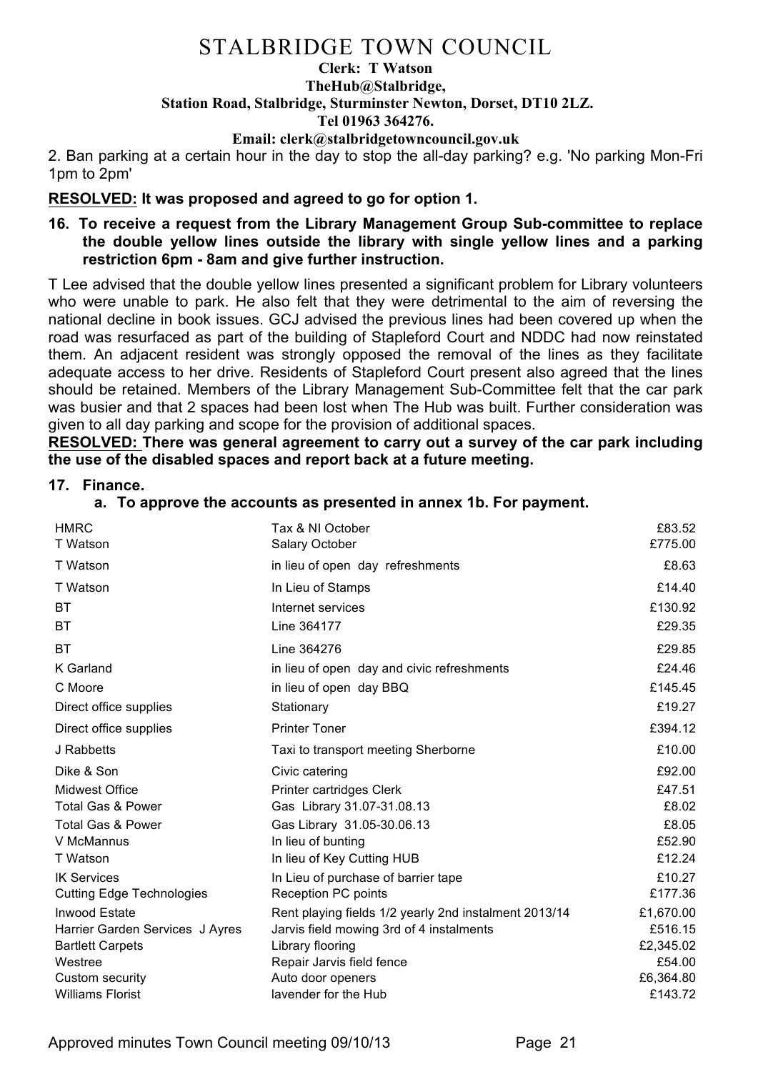2. Ban parking at a certain hour in the day to stop the all-day parking? e.g. 'No parking Mon-Fri 1pm to 2pm'

**RESOLVED: It was proposed and agreed to go for option 1.**

**16. To receive a request from the Library Management Group Sub-committee to replace the double yellow lines outside the library with single yellow lines and a parking restriction 6pm - 8am and give further instruction.**

T Lee advised that the double yellow lines presented a significant problem for Library volunteers who were unable to park. He also felt that they were detrimental to the aim of reversing the national decline in book issues. GCJ advised the previous lines had been covered up when the road was resurfaced as part of the building of Stapleford Court and NDDC had now reinstated them. An adjacent resident was strongly opposed the removal of the lines as they facilitate adequate access to her drive. Residents of Stapleford Court present also agreed that the lines should be retained. Members of the Library Management Sub-Committee felt that the car park was busier and that 2 spaces had been lost when The Hub was built. Further consideration was given to all day parking and scope for the provision of additional spaces.

**RESOLVED: There was general agreement to carry out a survey of the car park including the use of the disabled spaces and report back at a future meeting.**

**17. Finance.**

**a. To approve the accounts as presented in annex 1b. For payment.**

| | | |
|---|---|---|
| HMRC | Tax & NI October | £83.52 |
| T Watson | Salary October | £775.00 |
| T Watson | in lieu of open day refreshments | £8.63 |
| T Watson | In Lieu of Stamps | £14.40 |
| BT | Internet services | £130.92 |
| BT | Line 364177 | £29.35 |
| BT | Line 364276 | £29.85 |
| K Garland | in lieu of open day and civic refreshments | £24.46 |
| C Moore | in lieu of open day BBQ | £145.45 |
| Direct office supplies | Stationary | £19.27 |
| Direct office supplies | Printer Toner | £394.12 |
| J Rabbetts | Taxi to transport meeting Sherborne | £10.00 |
| Dike & Son | Civic catering | £92.00 |
| Midwest Office | Printer cartridges Clerk | £47.51 |
| Total Gas & Power | Gas Library 31.07-31.08.13 | £8.02 |
| Total Gas & Power | Gas Library 31.05-30.06.13 | £8.05 |
| V McMannus | In lieu of bunting | £52.90 |
| T Watson | In lieu of Key Cutting HUB | £12.24 |
| IK Services | In Lieu of purchase of barrier tape | £10.27 |
| Cutting Edge Technologies | Reception PC points | £177.36 |
| Inwood Estate | Rent playing fields 1/2 yearly 2nd instalment 2013/14 | £1,670.00 |
| Harrier Garden Services J Ayres | Jarvis field mowing 3rd of 4 instalments | £516.15 |
| Bartlett Carpets | Library flooring | £2,345.02 |
| Westree | Repair Jarvis field fence | £54.00 |
| Custom security | Auto door openers | £6,364.80 |
| Williams Florist | lavender for the Hub | £143.72 |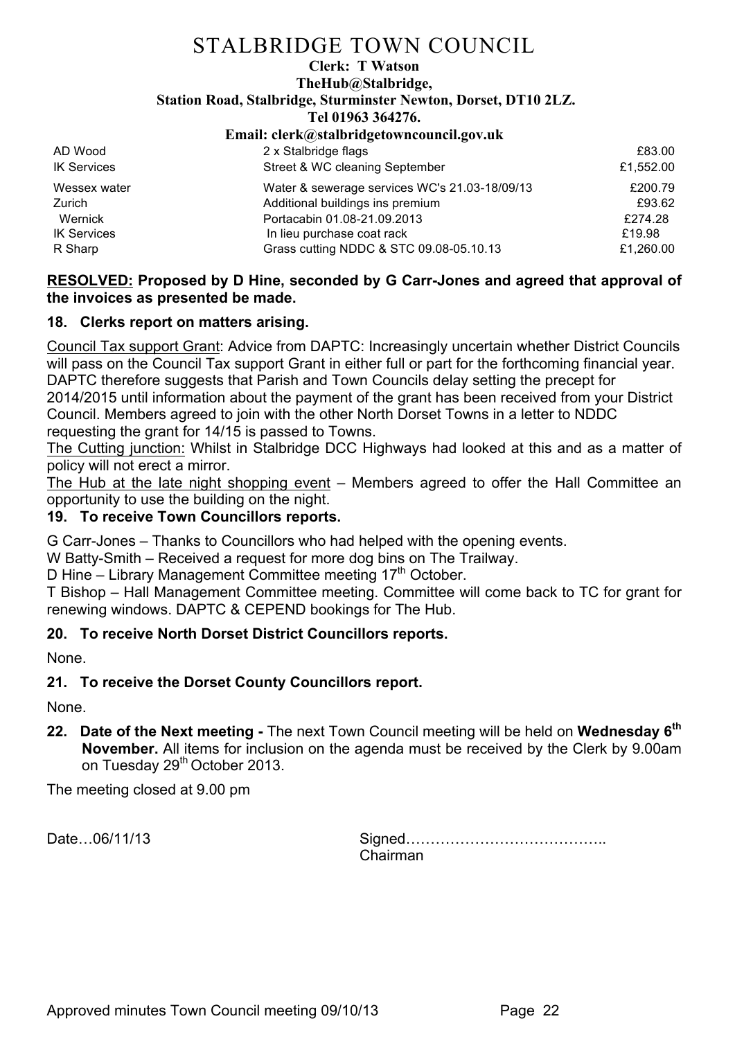# STALBRIDGE TOWN COUNCIL

**Clerk: T Watson**
**TheHub@Stalbridge,**
**Station Road, Stalbridge, Sturminster Newton, Dorset, DT10 2LZ.**
**Tel 01963 364276.**
**Email: clerk@stalbridgetowncouncil.gov.uk**

| | | |
|---|---|---|
| AD Wood | 2 x Stalbridge flags | £83.00 |
| IK Services | Street & WC cleaning September | £1,552.00 |
| Wessex water | Water & sewerage services WC's 21.03-18/09/13 | £200.79 |
| Zurich | Additional buildings ins premium | £93.62 |
| Wernick | Portacabin 01.08-21.09.2013 | £274.28 |
| IK Services | In lieu purchase coat rack | £19.98 |
| R Sharp | Grass cutting NDDC & STC 09.08-05.10.13 | £1,260.00 |

**RESOLVED: Proposed by D Hine, seconded by G Carr-Jones and agreed that approval of the invoices as presented be made.**

**18. Clerks report on matters arising.**

Council Tax support Grant: Advice from DAPTC: Increasingly uncertain whether District Councils will pass on the Council Tax support Grant in either full or part for the forthcoming financial year. DAPTC therefore suggests that Parish and Town Councils delay setting the precept for 2014/2015 until information about the payment of the grant has been received from your District Council. Members agreed to join with the other North Dorset Towns in a letter to NDDC requesting the grant for 14/15 is passed to Towns.

The Cutting junction: Whilst in Stalbridge DCC Highways had looked at this and as a matter of policy will not erect a mirror.

The Hub at the late night shopping event – Members agreed to offer the Hall Committee an opportunity to use the building on the night.

**19. To receive Town Councillors reports.**

G Carr-Jones – Thanks to Councillors who had helped with the opening events.

W Batty-Smith – Received a request for more dog bins on The Trailway.

D Hine – Library Management Committee meeting 17th October.

T Bishop – Hall Management Committee meeting. Committee will come back to TC for grant for renewing windows. DAPTC & CEPEND bookings for The Hub.

**20. To receive North Dorset District Councillors reports.**

None.

**21. To receive the Dorset County Councillors report.**

None.

**22. Date of the Next meeting -** The next Town Council meeting will be held on **Wednesday 6th November.** All items for inclusion on the agenda must be received by the Clerk by 9.00am on Tuesday 29th October 2013.

The meeting closed at 9.00 pm

Date…06/11/13

Signed…………………………………..
Chairman